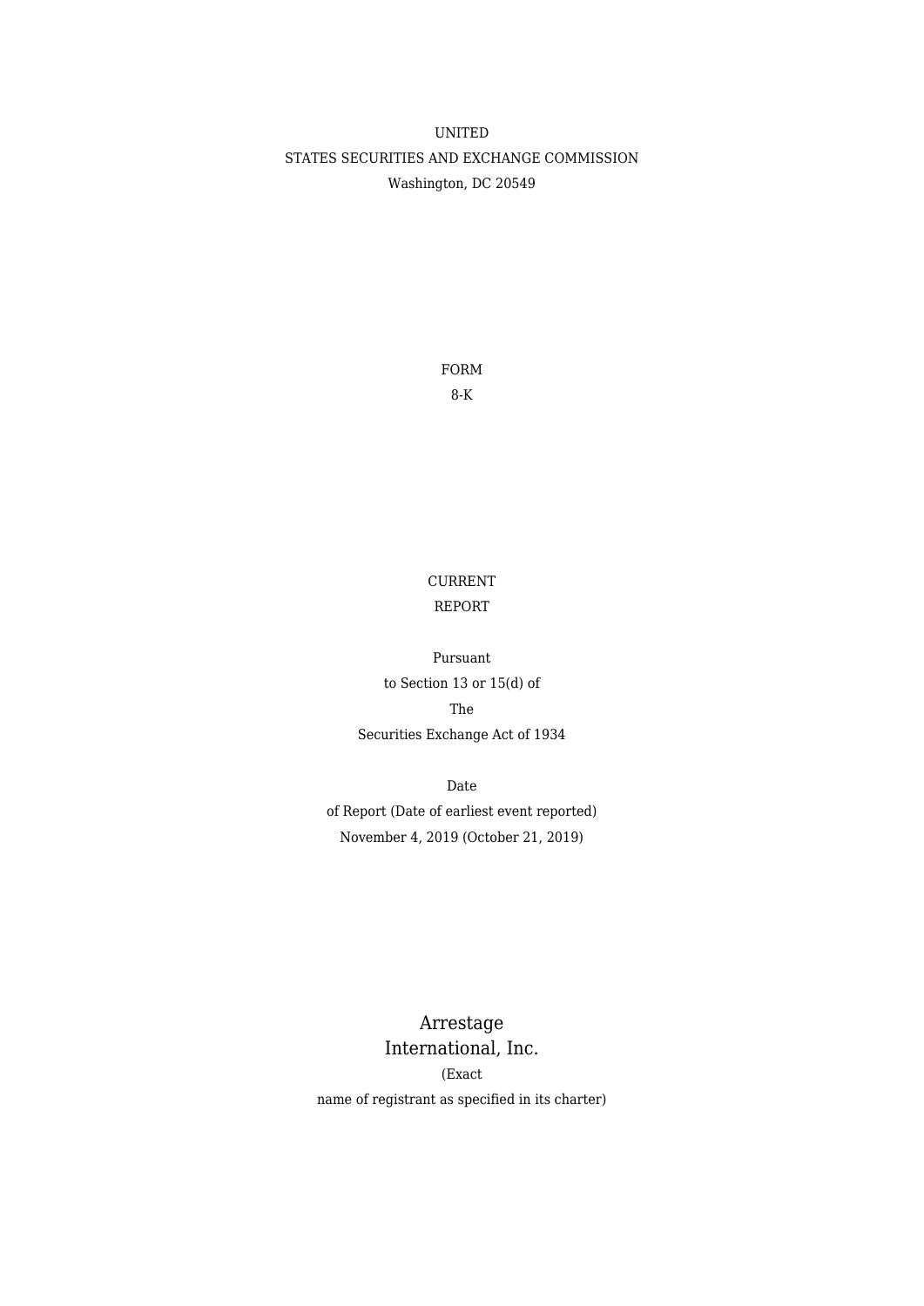UNITED
STATES SECURITIES AND EXCHANGE COMMISSION
Washington, DC 20549

FORM
8-K

CURRENT
REPORT

Pursuant
to Section 13 or 15(d) of
The
Securities Exchange Act of 1934

Date
of Report (Date of earliest event reported)
November 4, 2019 (October 21, 2019)

## Arrestage International, Inc.

(Exact
name of registrant as specified in its charter)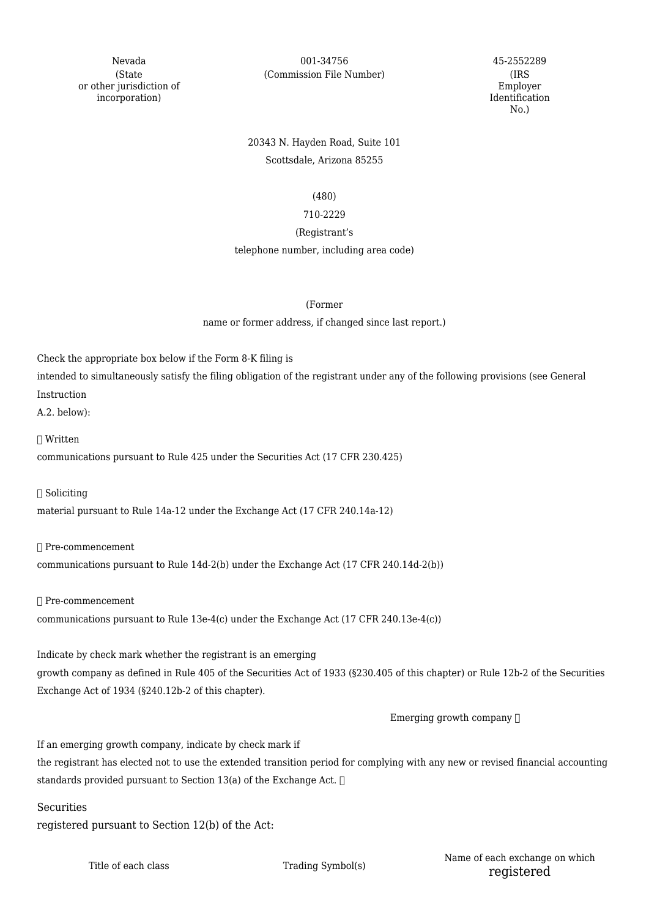| Nevada | 001-34756 | 45-2552289 |
| --- | --- | --- |
| (State or other jurisdiction of incorporation) | (Commission File Number) | (IRS Employer Identification No.) |

20343 N. Hayden Road, Suite 101
Scottsdale, Arizona 85255

(480) 710-2229
(Registrant's telephone number, including area code)

(Former name or former address, if changed since last report.)

Check the appropriate box below if the Form 8-K filing is intended to simultaneously satisfy the filing obligation of the registrant under any of the following provisions (see General Instruction A.2. below):

☐ Written communications pursuant to Rule 425 under the Securities Act (17 CFR 230.425)

☐ Soliciting material pursuant to Rule 14a-12 under the Exchange Act (17 CFR 240.14a-12)

☐ Pre-commencement communications pursuant to Rule 14d-2(b) under the Exchange Act (17 CFR 240.14d-2(b))

☐ Pre-commencement communications pursuant to Rule 13e-4(c) under the Exchange Act (17 CFR 240.13e-4(c))

Indicate by check mark whether the registrant is an emerging growth company as defined in Rule 405 of the Securities Act of 1933 (§230.405 of this chapter) or Rule 12b-2 of the Securities Exchange Act of 1934 (§240.12b-2 of this chapter).

Emerging growth company ☐

If an emerging growth company, indicate by check mark if the registrant has elected not to use the extended transition period for complying with any new or revised financial accounting standards provided pursuant to Section 13(a) of the Exchange Act. ☐

Securities registered pursuant to Section 12(b) of the Act:

| Title of each class | Trading Symbol(s) | Name of each exchange on which registered |
| --- | --- | --- |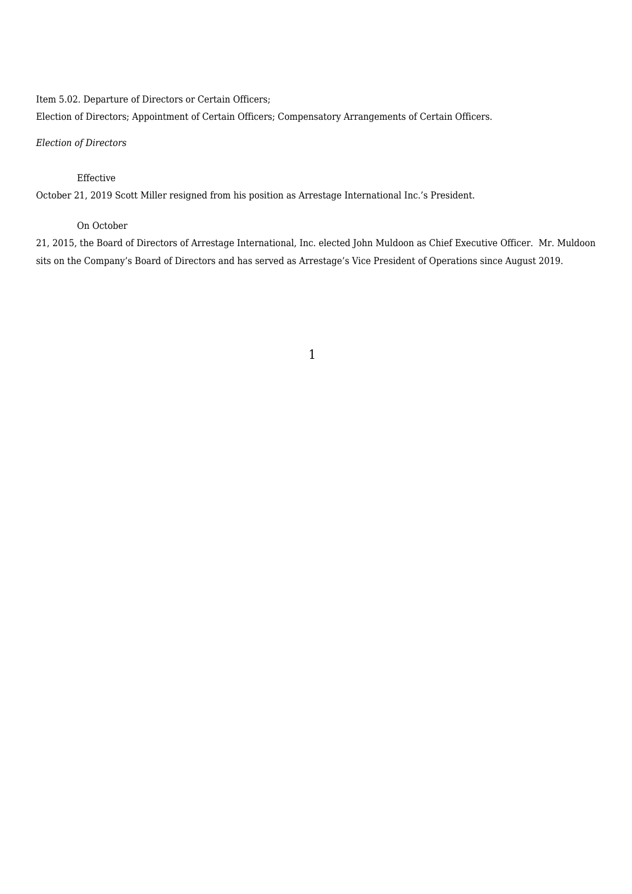Item 5.02. Departure of Directors or Certain Officers;
Election of Directors; Appointment of Certain Officers; Compensatory Arrangements of Certain Officers.

*Election of Directors*

Effective October 21, 2019 Scott Miller resigned from his position as Arrestage International Inc.'s President.

On October 21, 2015, the Board of Directors of Arrestage International, Inc. elected John Muldoon as Chief Executive Officer. Mr. Muldoon sits on the Company's Board of Directors and has served as Arrestage's Vice President of Operations since August 2019.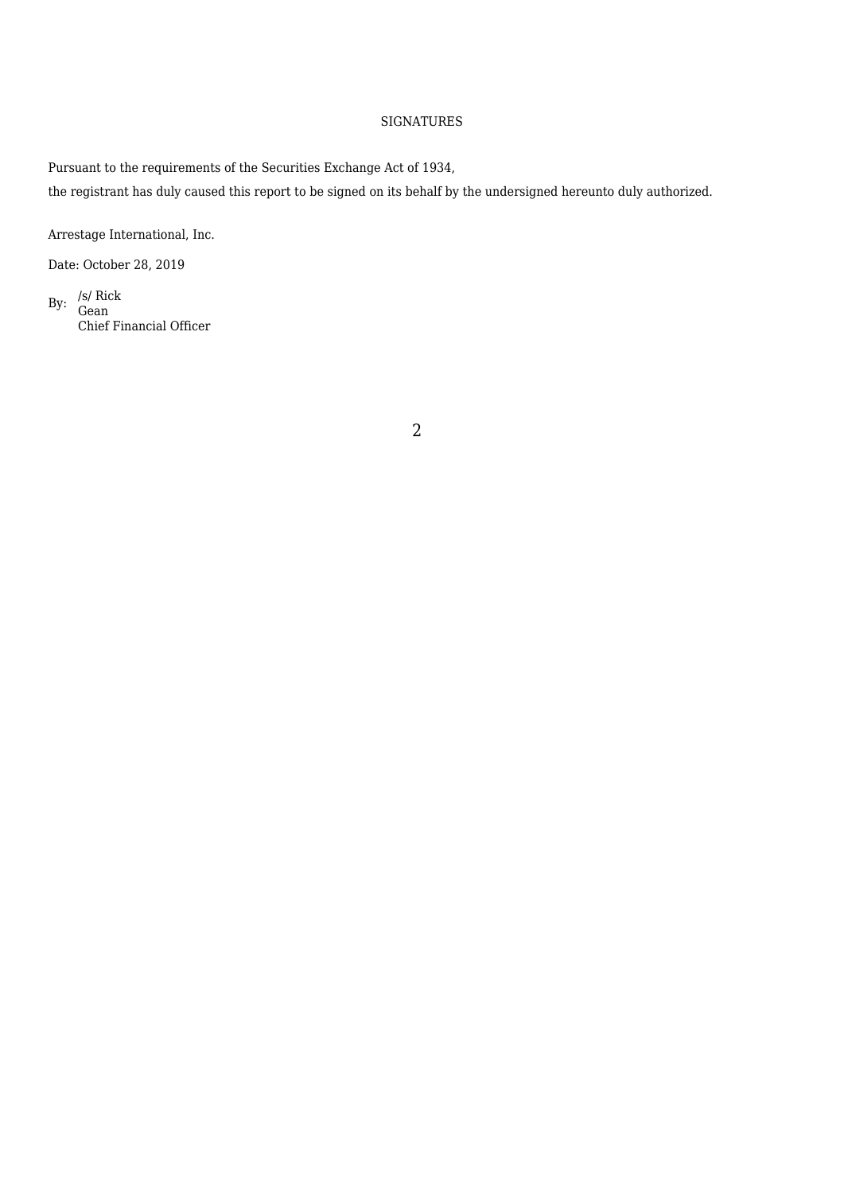SIGNATURES

Pursuant to the requirements of the Securities Exchange Act of 1934,

the registrant has duly caused this report to be signed on its behalf by the undersigned hereunto duly authorized.

Arrestage International, Inc.

Date: October 28, 2019

By: /s/ Rick Gean
Chief Financial Officer